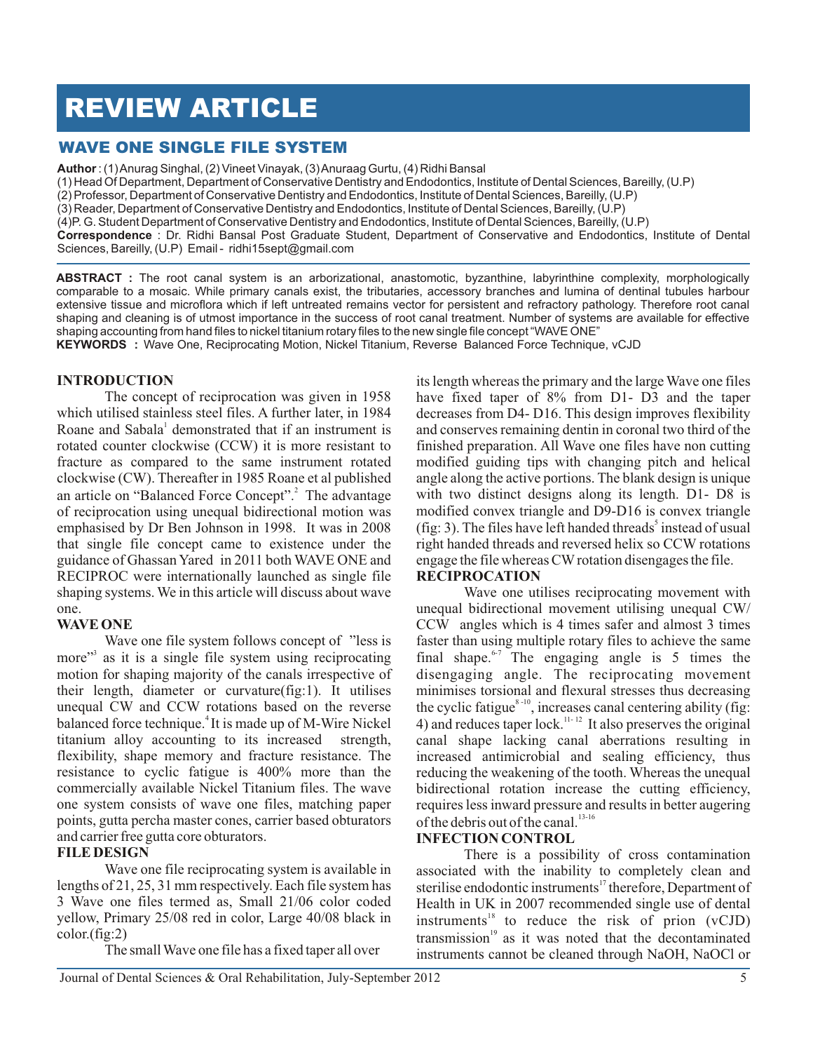# REVIEW ARTICLE

## WAVE ONE SINGLE FILE SYSTEM

**Author** : (1) Anurag Singhal, (2) Vineet Vinayak, (3) Anuraag Gurtu, (4) Ridhi Bansal

(1) Head Of Department, Department of Conservative Dentistry and Endodontics, Institute of Dental Sciences, Bareilly, (U.P)

(2) Professor, Department of Conservative Dentistry and Endodontics, Institute of Dental Sciences, Bareilly, (U.P)

(3) Reader, Department of Conservative Dentistry and Endodontics, Institute of Dental Sciences, Bareilly, (U.P)

(4)P. G. Student Department of Conservative Dentistry and Endodontics, Institute of Dental Sciences, Bareilly, (U.P)

**Correspondence** : Dr. Ridhi Bansal Post Graduate Student, Department of Conservative and Endodontics, Institute of Dental Sciences, Bareilly, (U.P) Email - ridhi15sept@gmail.com

**ABSTRACT :** The root canal system is an arborizational, anastomotic, byzanthine, labyrinthine complexity, morphologically comparable to a mosaic. While primary canals exist, the tributaries, accessory branches and lumina of dentinal tubules harbour extensive tissue and microflora which if left untreated remains vector for persistent and refractory pathology. Therefore root canal shaping and cleaning is of utmost importance in the success of root canal treatment. Number of systems are available for effective shaping accounting from hand files to nickel titanium rotary files to the new single file concept "WAVE ONE"

**KEYWORDS :** Wave One, Reciprocating Motion, Nickel Titanium, Reverse Balanced Force Technique, vCJD

### INTRODUCTION

The concept of reciprocation was given in 1958 which utilised stainless steel files. A further later, in 1984 Roane and Sabala[1] demonstrated that if an instrument is rotated counter clockwise (CCW) it is more resistant to fracture as compared to the same instrument rotated clockwise (CW). Thereafter in 1985 Roane et al published an article on "Balanced Force Concept".[2] The advantage of reciprocation using unequal bidirectional motion was emphasised by Dr Ben Johnson in 1998. It was in 2008 that single file concept came to existence under the guidance of Ghassan Yared in 2011 both WAVE ONE and RECIPROC were internationally launched as single file shaping systems. We in this article will discuss about wave one.

### WAVE ONE

Wave one file system follows concept of "less is more"[3] as it is a single file system using reciprocating motion for shaping majority of the canals irrespective of their length, diameter or curvature(fig:1). It utilises unequal CW and CCW rotations based on the reverse balanced force technique.[4] It is made up of M-Wire Nickel titanium alloy accounting to its increased strength, flexibility, shape memory and fracture resistance. The resistance to cyclic fatigue is 400% more than the commercially available Nickel Titanium files. The wave one system consists of wave one files, matching paper points, gutta percha master cones, carrier based obturators and carrier free gutta core obturators.

### FILE DESIGN

Wave one file reciprocating system is available in lengths of 21, 25, 31 mm respectively. Each file system has 3 Wave one files termed as, Small 21/06 color coded yellow, Primary 25/08 red in color, Large 40/08 black in color.(fig:2)

The small Wave one file has a fixed taper all over its length whereas the primary and the large Wave one files have fixed taper of 8% from D1- D3 and the taper decreases from D4- D16. This design improves flexibility and conserves remaining dentin in coronal two third of the finished preparation. All Wave one files have non cutting modified guiding tips with changing pitch and helical angle along the active portions. The blank design is unique with two distinct designs along its length. D1- D8 is modified convex triangle and D9-D16 is convex triangle (fig: 3). The files have left handed threads[5] instead of usual right handed threads and reversed helix so CCW rotations engage the file whereas CW rotation disengages the file.

### RECIPROCATION

Wave one utilises reciprocating movement with unequal bidirectional movement utilising unequal CW/ CCW angles which is 4 times safer and almost 3 times faster than using multiple rotary files to achieve the same final shape.[6-7] The engaging angle is 5 times the disengaging angle. The reciprocating movement minimises torsional and flexural stresses thus decreasing the cyclic fatigue[8-10], increases canal centering ability (fig: 4) and reduces taper lock.[11-12] It also preserves the original canal shape lacking canal aberrations resulting in increased antimicrobial and sealing efficiency, thus reducing the weakening of the tooth. Whereas the unequal bidirectional rotation increase the cutting efficiency, requires less inward pressure and results in better augering of the debris out of the canal.[13-16]

### INFECTION CONTROL

There is a possibility of cross contamination associated with the inability to completely clean and sterilise endodontic instruments[17] therefore, Department of Health in UK in 2007 recommended single use of dental instruments[18] to reduce the risk of prion (vCJD) transmission[19] as it was noted that the decontaminated instruments cannot be cleaned through NaOH, NaOCl or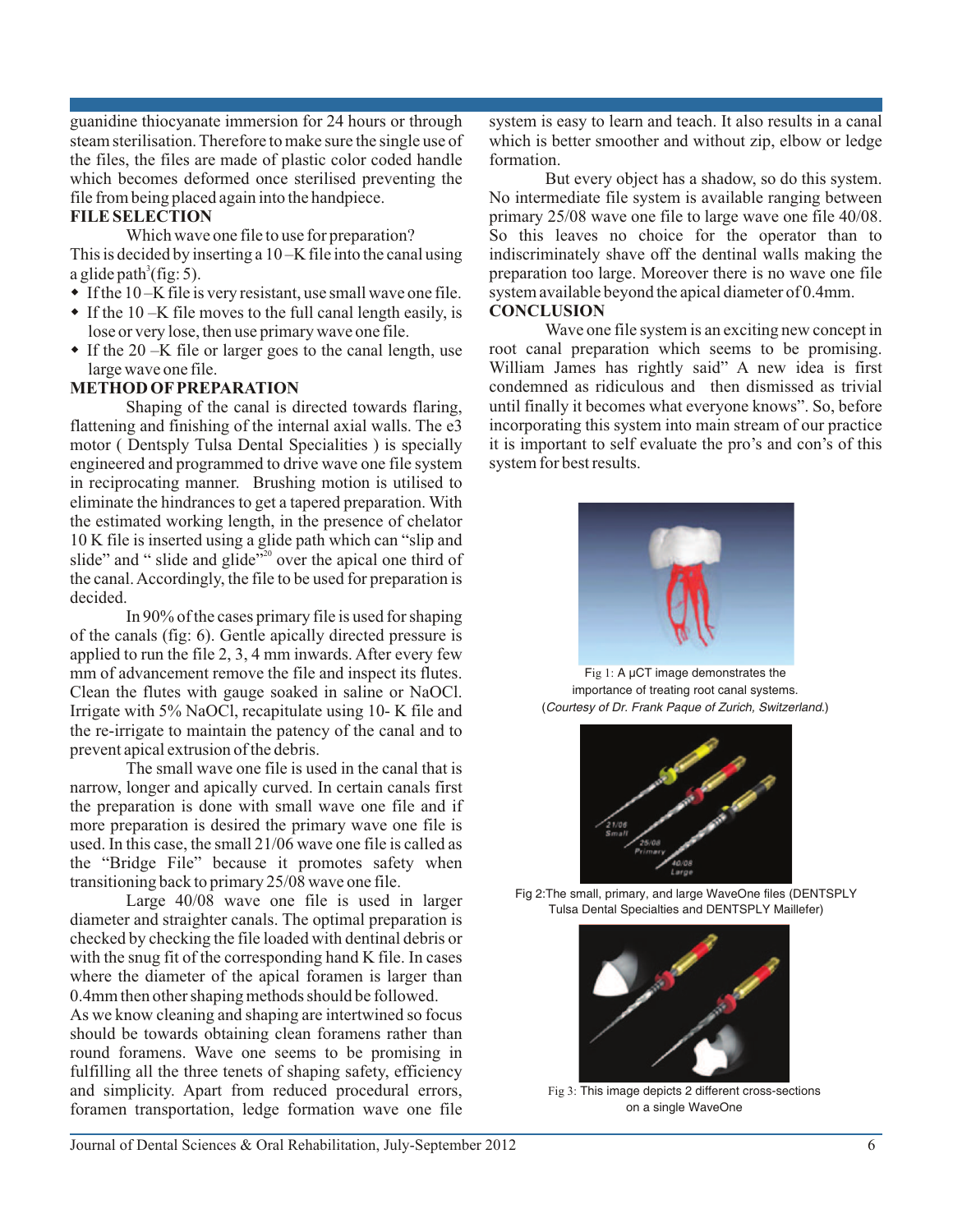guanidine thiocyanate immersion for 24 hours or through steam sterilisation. Therefore to make sure the single use of the files, the files are made of plastic color coded handle which becomes deformed once sterilised preventing the file from being placed again into the handpiece.

**FILE SELECTION**

Which wave one file to use for preparation?

This is decided by inserting a 10 –K file into the canal using a glide path[3](fig: 5).

- If the 10 –K file is very resistant, use small wave one file.
- If the 10 –K file moves to the full canal length easily, is lose or very lose, then use primary wave one file.
- If the 20 –K file or larger goes to the canal length, use large wave one file.

**METHOD OF PREPARATION**

Shaping of the canal is directed towards flaring, flattening and finishing of the internal axial walls. The e3 motor ( Dentsply Tulsa Dental Specialities ) is specially engineered and programmed to drive wave one file system in reciprocating manner. Brushing motion is utilised to eliminate the hindrances to get a tapered preparation. With the estimated working length, in the presence of chelator 10 K file is inserted using a glide path which can "slip and slide" and " slide and glide"[20] over the apical one third of the canal. Accordingly, the file to be used for preparation is decided.

In 90% of the cases primary file is used for shaping of the canals (fig: 6). Gentle apically directed pressure is applied to run the file 2, 3, 4 mm inwards. After every few mm of advancement remove the file and inspect its flutes. Clean the flutes with gauge soaked in saline or NaOCl. Irrigate with 5% NaOCl, recapitulate using 10- K file and the re-irrigate to maintain the patency of the canal and to prevent apical extrusion of the debris.

The small wave one file is used in the canal that is narrow, longer and apically curved. In certain canals first the preparation is done with small wave one file and if more preparation is desired the primary wave one file is used. In this case, the small 21/06 wave one file is called as the "Bridge File" because it promotes safety when transitioning back to primary 25/08 wave one file.

Large 40/08 wave one file is used in larger diameter and straighter canals. The optimal preparation is checked by checking the file loaded with dentinal debris or with the snug fit of the corresponding hand K file. In cases where the diameter of the apical foramen is larger than 0.4mm then other shaping methods should be followed.

As we know cleaning and shaping are intertwined so focus should be towards obtaining clean foramens rather than round foramens. Wave one seems to be promising in fulfilling all the three tenets of shaping safety, efficiency and simplicity. Apart from reduced procedural errors, foramen transportation, ledge formation wave one file system is easy to learn and teach. It also results in a canal which is better smoother and without zip, elbow or ledge formation.

But every object has a shadow, so do this system. No intermediate file system is available ranging between primary 25/08 wave one file to large wave one file 40/08. So this leaves no choice for the operator than to indiscriminately shave off the dentinal walls making the preparation too large. Moreover there is no wave one file system available beyond the apical diameter of 0.4mm.

**CONCLUSION**

Wave one file system is an exciting new concept in root canal preparation which seems to be promising. William James has rightly said" A new idea is first condemned as ridiculous and then dismissed as trivial until finally it becomes what everyone knows". So, before incorporating this system into main stream of our practice it is important to self evaluate the pro's and con's of this system for best results.

Fig 1: A µCT image demonstrates the importance of treating root canal systems. (*Courtesy of Dr. Frank Paque of Zurich, Switzerland.*)

Fig 2:The small, primary, and large WaveOne files (DENTSPLY Tulsa Dental Specialties and DENTSPLY Maillefer)

Fig 3: This image depicts 2 different cross-sections on a single WaveOne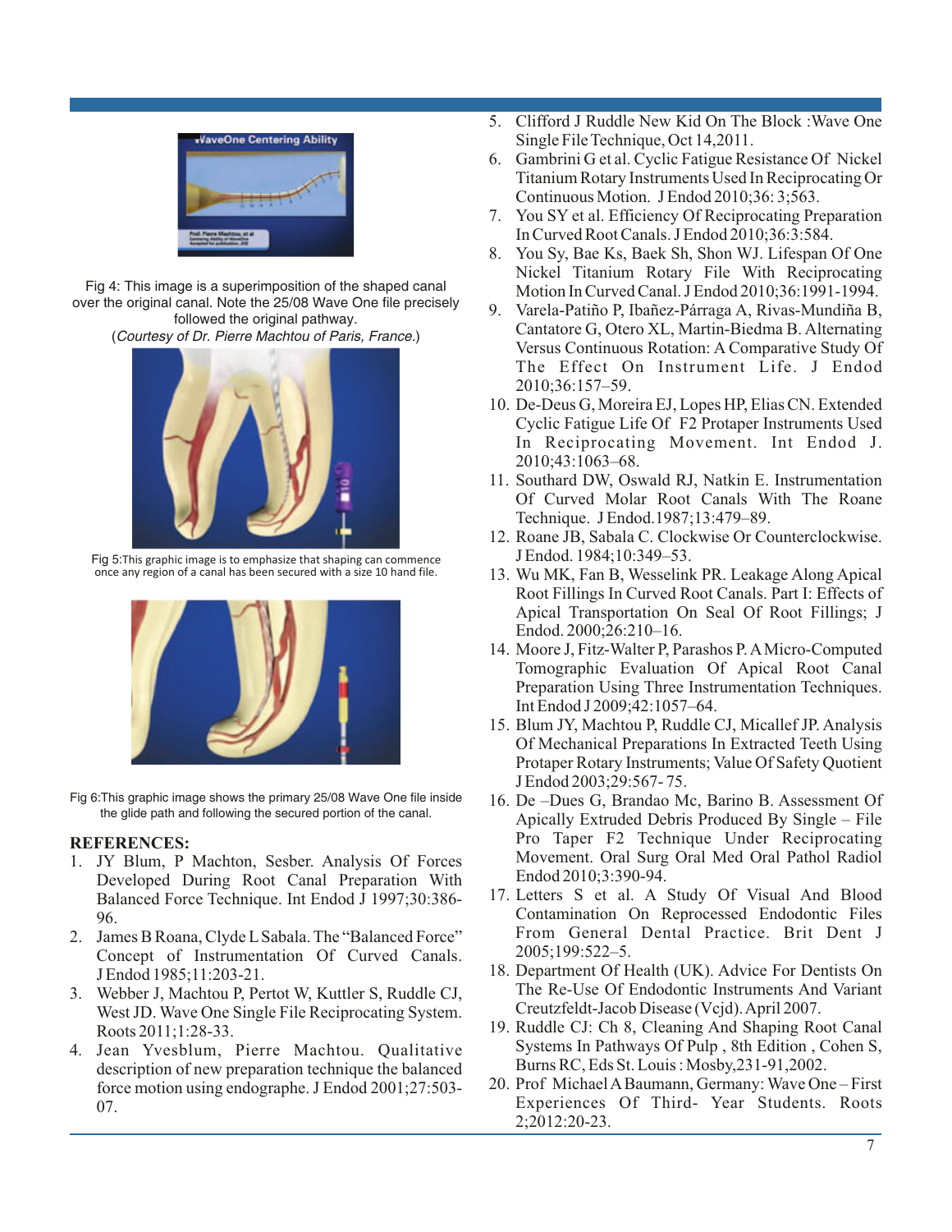Fig 4: This image is a superimposition of the shaped canal over the original canal. Note the 25/08 Wave One file precisely followed the original pathway.
(*Courtesy of Dr. Pierre Machtou of Paris, France.*)

Fig 5:This graphic image is to emphasize that shaping can commence once any region of a canal has been secured with a size 10 hand file.

Fig 6:This graphic image shows the primary 25/08 Wave One file inside the glide path and following the secured portion of the canal.

**REFERENCES:**

1. JY Blum, P Machton, Sesber. Analysis Of Forces Developed During Root Canal Preparation With Balanced Force Technique. Int Endod J 1997;30:386-96.
2. James B Roana, Clyde L Sabala. The "Balanced Force" Concept of Instrumentation Of Curved Canals. J Endod 1985;11:203-21.
3. Webber J, Machtou P, Pertot W, Kuttler S, Ruddle CJ, West JD. Wave One Single File Reciprocating System. Roots 2011;1:28-33.
4. Jean Yvesblum, Pierre Machtou. Qualitative description of new preparation technique the balanced force motion using endographe. J Endod 2001;27:503-07.
5. Clifford J Ruddle New Kid On The Block :Wave One Single File Technique, Oct 14,2011.
6. Gambrini G et al. Cyclic Fatigue Resistance Of Nickel Titanium Rotary Instruments Used In Reciprocating Or Continuous Motion. J Endod 2010;36: 3;563.
7. You SY et al. Efficiency Of Reciprocating Preparation In Curved Root Canals. J Endod 2010;36:3:584.
8. You Sy, Bae Ks, Baek Sh, Shon WJ. Lifespan Of One Nickel Titanium Rotary File With Reciprocating Motion In Curved Canal. J Endod 2010;36:1991-1994.
9. Varela-Patiño P, Ibañez-Párraga A, Rivas-Mundiña B, Cantatore G, Otero XL, Martin-Biedma B. Alternating Versus Continuous Rotation: A Comparative Study Of The Effect On Instrument Life. J Endod 2010;36:157–59.
10. De-Deus G, Moreira EJ, Lopes HP, Elias CN. Extended Cyclic Fatigue Life Of F2 Protaper Instruments Used In Reciprocating Movement. Int Endod J. 2010;43:1063–68.
11. Southard DW, Oswald RJ, Natkin E. Instrumentation Of Curved Molar Root Canals With The Roane Technique. J Endod.1987;13:479–89.
12. Roane JB, Sabala C. Clockwise Or Counterclockwise. J Endod. 1984;10:349–53.
13. Wu MK, Fan B, Wesselink PR. Leakage Along Apical Root Fillings In Curved Root Canals. Part I: Effects of Apical Transportation On Seal Of Root Fillings; J Endod. 2000;26:210–16.
14. Moore J, Fitz-Walter P, Parashos P. A Micro-Computed Tomographic Evaluation Of Apical Root Canal Preparation Using Three Instrumentation Techniques. Int Endod J 2009;42:1057–64.
15. Blum JY, Machtou P, Ruddle CJ, Micallef JP. Analysis Of Mechanical Preparations In Extracted Teeth Using Protaper Rotary Instruments; Value Of Safety Quotient J Endod 2003;29:567- 75.
16. De –Dues G, Brandao Mc, Barino B. Assessment Of Apically Extruded Debris Produced By Single – File Pro Taper F2 Technique Under Reciprocating Movement. Oral Surg Oral Med Oral Pathol Radiol Endod 2010;3:390-94.
17. Letters S et al. A Study Of Visual And Blood Contamination On Reprocessed Endodontic Files From General Dental Practice. Brit Dent J 2005;199:522–5.
18. Department Of Health (UK). Advice For Dentists On The Re-Use Of Endodontic Instruments And Variant Creutzfeldt-Jacob Disease (Vcjd). April 2007.
19. Ruddle CJ: Ch 8, Cleaning And Shaping Root Canal Systems In Pathways Of Pulp , 8th Edition , Cohen S, Burns RC, Eds St. Louis : Mosby,231-91,2002.
20. Prof Michael A Baumann, Germany: Wave One – First Experiences Of Third- Year Students. Roots 2;2012:20-23.